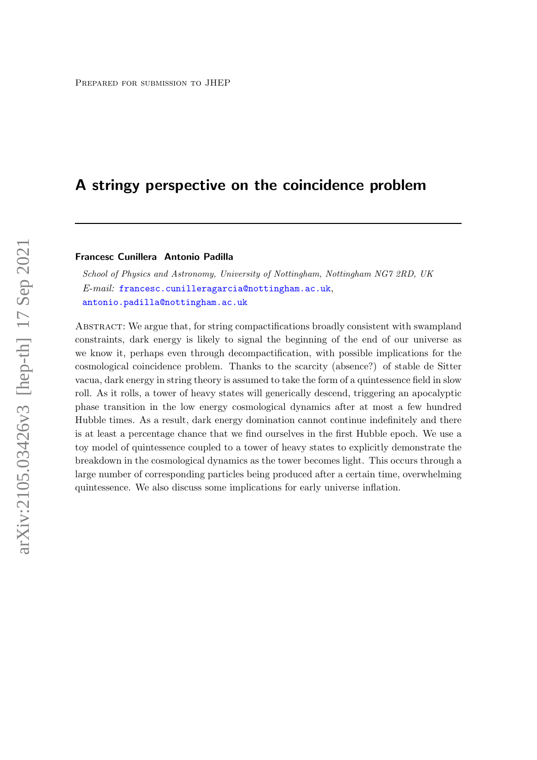Prepared for submission to JHEP

# A stringy perspective on the coincidence problem

**Francesc Cunillera Antonio Padilla**

*School of Physics and Astronomy, University of Nottingham, Nottingham NG7 2RD, UK*

*E-mail:* francesc.cunilleragarcia@nottingham.ac.uk, antonio.padilla@nottingham.ac.uk

Abstract: We argue that, for string compactifications broadly consistent with swampland constraints, dark energy is likely to signal the beginning of the end of our universe as we know it, perhaps even through decompactification, with possible implications for the cosmological coincidence problem. Thanks to the scarcity (absence?) of stable de Sitter vacua, dark energy in string theory is assumed to take the form of a quintessence field in slow roll. As it rolls, a tower of heavy states will generically descend, triggering an apocalyptic phase transition in the low energy cosmological dynamics after at most a few hundred Hubble times. As a result, dark energy domination cannot continue indefinitely and there is at least a percentage chance that we find ourselves in the first Hubble epoch. We use a toy model of quintessence coupled to a tower of heavy states to explicitly demonstrate the breakdown in the cosmological dynamics as the tower becomes light. This occurs through a large number of corresponding particles being produced after a certain time, overwhelming quintessence. We also discuss some implications for early universe inflation.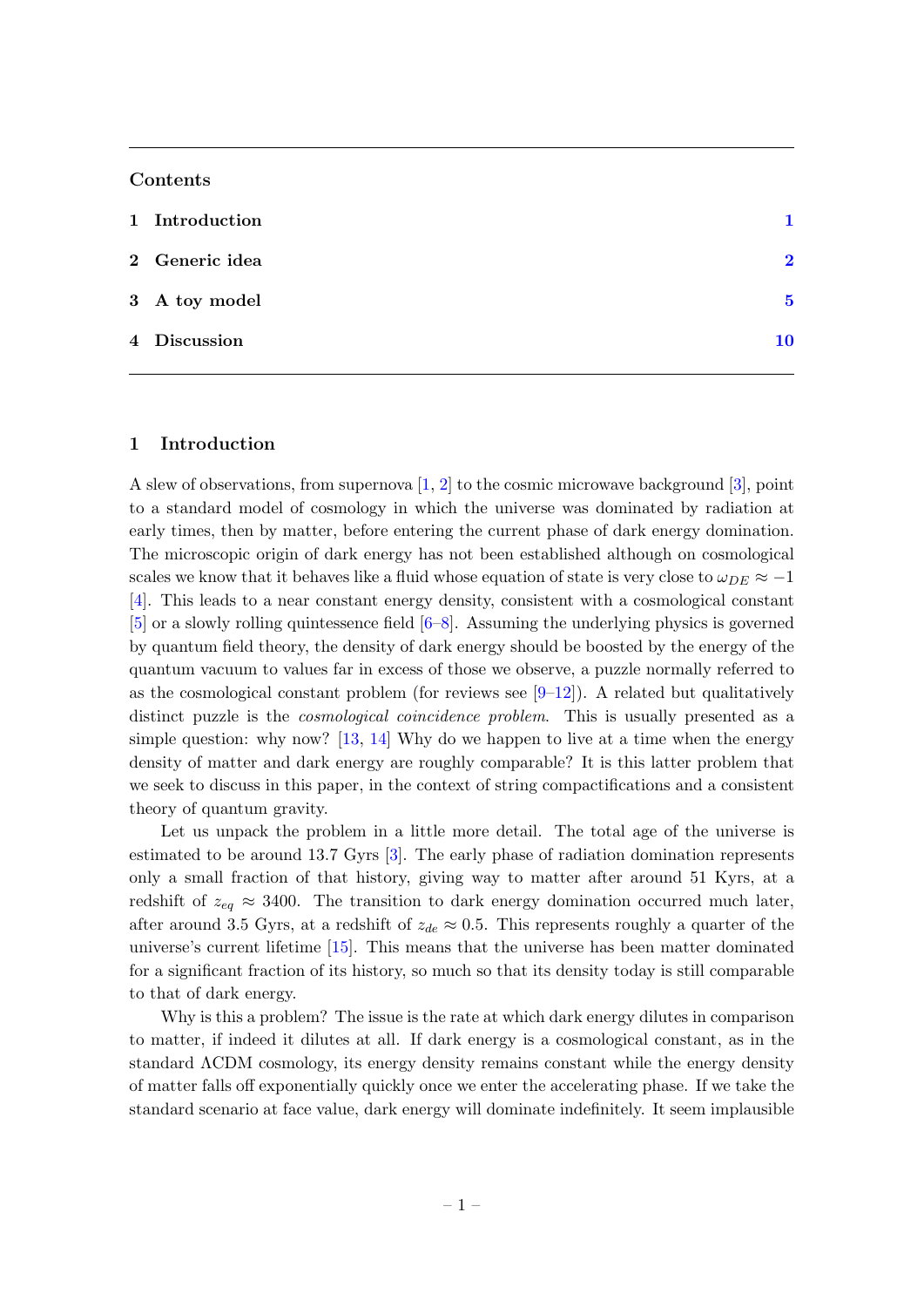## Contents

| | | |
|---|---|---|
| 1 | **Introduction** | 1 |
| 2 | **Generic idea** | 2 |
| 3 | **A toy model** | 5 |
| 4 | **Discussion** | 10 |

# 1 Introduction

A slew of observations, from supernova [1, 2] to the cosmic microwave background [3], point to a standard model of cosmology in which the universe was dominated by radiation at early times, then by matter, before entering the current phase of dark energy domination. The microscopic origin of dark energy has not been established although on cosmological scales we know that it behaves like a fluid whose equation of state is very close to $\omega_{DE} \approx -1$ [4]. This leads to a near constant energy density, consistent with a cosmological constant [5] or a slowly rolling quintessence field [6–8]. Assuming the underlying physics is governed by quantum field theory, the density of dark energy should be boosted by the energy of the quantum vacuum to values far in excess of those we observe, a puzzle normally referred to as the cosmological constant problem (for reviews see [9–12]). A related but qualitatively distinct puzzle is the *cosmological coincidence problem*. This is usually presented as a simple question: why now? [13, 14] Why do we happen to live at a time when the energy density of matter and dark energy are roughly comparable? It is this latter problem that we seek to discuss in this paper, in the context of string compactifications and a consistent theory of quantum gravity.

Let us unpack the problem in a little more detail. The total age of the universe is estimated to be around 13.7 Gyrs [3]. The early phase of radiation domination represents only a small fraction of that history, giving way to matter after around 51 Kyrs, at a redshift of $z_{eq} \approx 3400$. The transition to dark energy domination occurred much later, after around 3.5 Gyrs, at a redshift of $z_{de} \approx 0.5$. This represents roughly a quarter of the universe's current lifetime [15]. This means that the universe has been matter dominated for a significant fraction of its history, so much so that its density today is still comparable to that of dark energy.

Why is this a problem? The issue is the rate at which dark energy dilutes in comparison to matter, if indeed it dilutes at all. If dark energy is a cosmological constant, as in the standard ΛCDM cosmology, its energy density remains constant while the energy density of matter falls off exponentially quickly once we enter the accelerating phase. If we take the standard scenario at face value, dark energy will dominate indefinitely. It seem implausible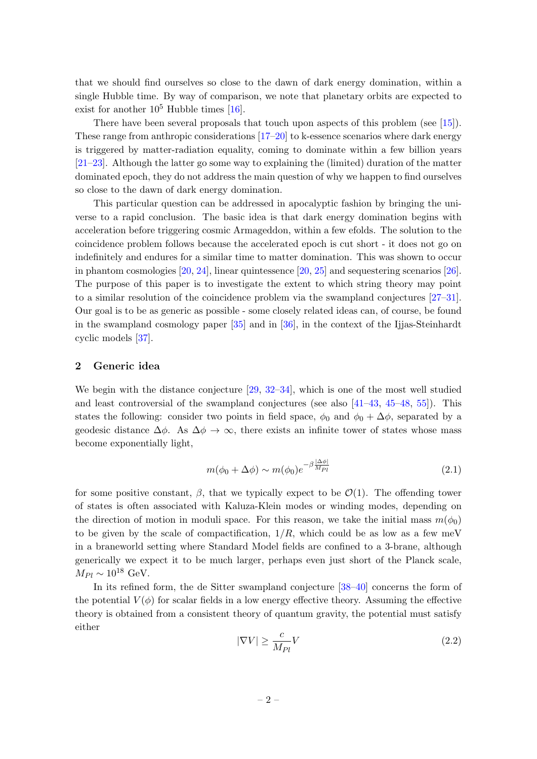that we should find ourselves so close to the dawn of dark energy domination, within a single Hubble time. By way of comparison, we note that planetary orbits are expected to exist for another $10^5$ Hubble times [16].

There have been several proposals that touch upon aspects of this problem (see [15]). These range from anthropic considerations [17–20] to k-essence scenarios where dark energy is triggered by matter-radiation equality, coming to dominate within a few billion years [21–23]. Although the latter go some way to explaining the (limited) duration of the matter dominated epoch, they do not address the main question of why we happen to find ourselves so close to the dawn of dark energy domination.

This particular question can be addressed in apocalyptic fashion by bringing the universe to a rapid conclusion. The basic idea is that dark energy domination begins with acceleration before triggering cosmic Armageddon, within a few efolds. The solution to the coincidence problem follows because the accelerated epoch is cut short - it does not go on indefinitely and endures for a similar time to matter domination. This was shown to occur in phantom cosmologies [20, 24], linear quintessence [20, 25] and sequestering scenarios [26]. The purpose of this paper is to investigate the extent to which string theory may point to a similar resolution of the coincidence problem via the swampland conjectures [27–31]. Our goal is to be as generic as possible - some closely related ideas can, of course, be found in the swampland cosmology paper [35] and in [36], in the context of the Ijjas-Steinhardt cyclic models [37].

## 2 Generic idea

We begin with the distance conjecture [29, 32–34], which is one of the most well studied and least controversial of the swampland conjectures (see also [41–43, 45–48, 55]). This states the following: consider two points in field space, $\phi_0$ and $\phi_0 + \Delta\phi$, separated by a geodesic distance $\Delta\phi$. As $\Delta\phi \to \infty$, there exists an infinite tower of states whose mass become exponentially light,

$$m(\phi_0 + \Delta\phi) \sim m(\phi_0) e^{-\beta \frac{|\Delta\phi|}{M_{Pl}}} \tag{2.1}$$

for some positive constant, $\beta$, that we typically expect to be $\mathcal{O}(1)$. The offending tower of states is often associated with Kaluza-Klein modes or winding modes, depending on the direction of motion in moduli space. For this reason, we take the initial mass $m(\phi_0)$ to be given by the scale of compactification, $1/R$, which could be as low as a few meV in a braneworld setting where Standard Model fields are confined to a 3-brane, although generically we expect it to be much larger, perhaps even just short of the Planck scale, $M_{Pl} \sim 10^{18}$ GeV.

In its refined form, the de Sitter swampland conjecture [38–40] concerns the form of the potential $V(\phi)$ for scalar fields in a low energy effective theory. Assuming the effective theory is obtained from a consistent theory of quantum gravity, the potential must satisfy either

$$|\nabla V| \geq \frac{c}{M_{Pl}} V \tag{2.2}$$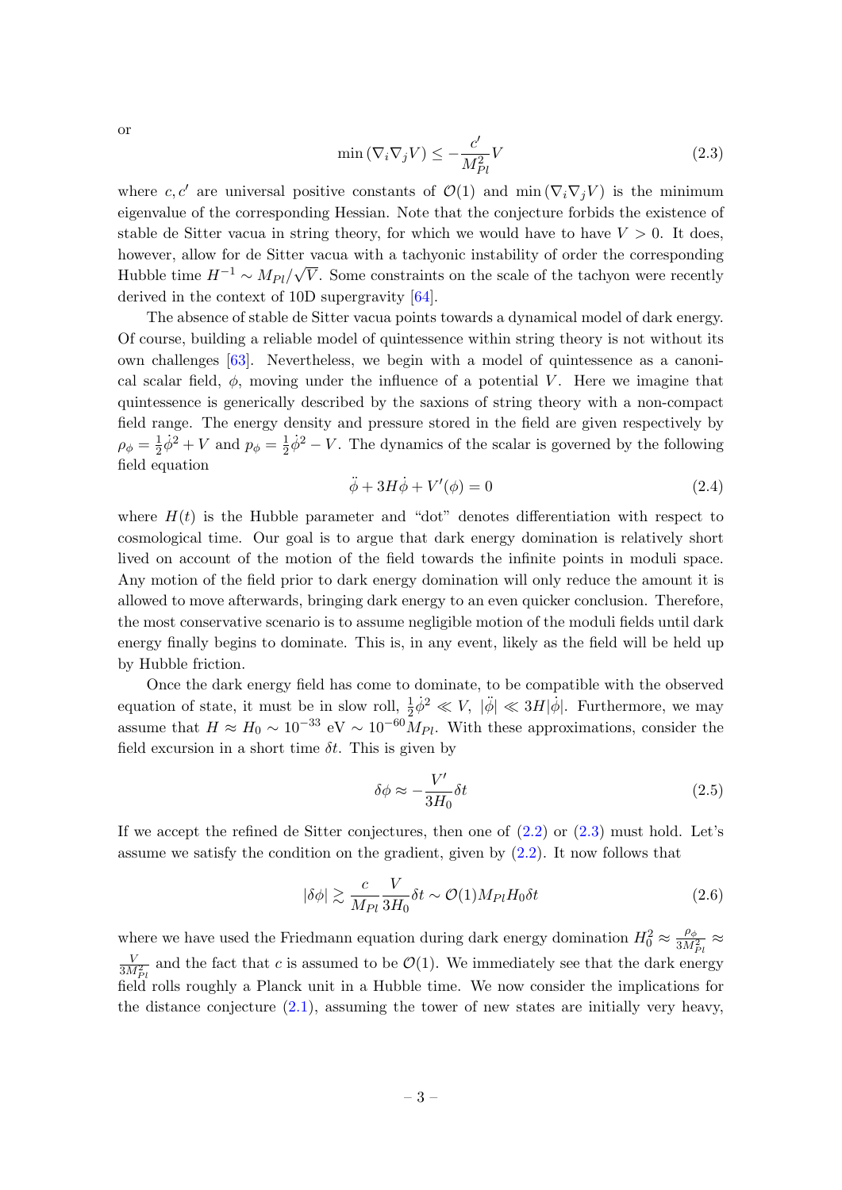or

$$
\min \left(\nabla_i \nabla_j V\right) \leq -\frac{c'}{M_{Pl}^2} V \tag{2.3}
$$

where $c, c'$ are universal positive constants of $\mathcal{O}(1)$ and $\min\left(\nabla_i \nabla_j V\right)$ is the minimum eigenvalue of the corresponding Hessian. Note that the conjecture forbids the existence of stable de Sitter vacua in string theory, for which we would have to have $V > 0$. It does, however, allow for de Sitter vacua with a tachyonic instability of order the corresponding Hubble time $H^{-1} \sim M_{Pl}/\sqrt{V}$. Some constraints on the scale of the tachyon were recently derived in the context of 10D supergravity [64].

The absence of stable de Sitter vacua points towards a dynamical model of dark energy. Of course, building a reliable model of quintessence within string theory is not without its own challenges [63]. Nevertheless, we begin with a model of quintessence as a canonical scalar field, $\phi$, moving under the influence of a potential $V$. Here we imagine that quintessence is generically described by the saxions of string theory with a non-compact field range. The energy density and pressure stored in the field are given respectively by $\rho_\phi = \frac{1}{2}\dot{\phi}^2 + V$ and $p_\phi = \frac{1}{2}\dot{\phi}^2 - V$. The dynamics of the scalar is governed by the following field equation

$$
\ddot{\phi} + 3H\dot{\phi} + V'(\phi) = 0 \tag{2.4}
$$

where $H(t)$ is the Hubble parameter and "dot" denotes differentiation with respect to cosmological time. Our goal is to argue that dark energy domination is relatively short lived on account of the motion of the field towards the infinite points in moduli space. Any motion of the field prior to dark energy domination will only reduce the amount it is allowed to move afterwards, bringing dark energy to an even quicker conclusion. Therefore, the most conservative scenario is to assume negligible motion of the moduli fields until dark energy finally begins to dominate. This is, in any event, likely as the field will be held up by Hubble friction.

Once the dark energy field has come to dominate, to be compatible with the observed equation of state, it must be in slow roll, $\frac{1}{2}\dot{\phi}^2 \ll V$, $|\ddot{\phi}| \ll 3H|\dot{\phi}|$. Furthermore, we may assume that $H \approx H_0 \sim 10^{-33}$ eV $\sim 10^{-60} M_{Pl}$. With these approximations, consider the field excursion in a short time $\delta t$. This is given by

$$
\delta\phi \approx -\frac{V'}{3H_0}\delta t \tag{2.5}
$$

If we accept the refined de Sitter conjectures, then one of (2.2) or (2.3) must hold. Let's assume we satisfy the condition on the gradient, given by (2.2). It now follows that

$$
|\delta\phi| \gtrsim \frac{c}{M_{Pl}} \frac{V}{3H_0}\delta t \sim \mathcal{O}(1) M_{Pl} H_0 \delta t \tag{2.6}
$$

where we have used the Friedmann equation during dark energy domination $H_0^2 \approx \frac{\rho_\phi}{3M_{Pl}^2} \approx \frac{V}{3M_{Pl}^2}$ and the fact that $c$ is assumed to be $\mathcal{O}(1)$. We immediately see that the dark energy field rolls roughly a Planck unit in a Hubble time. We now consider the implications for the distance conjecture (2.1), assuming the tower of new states are initially very heavy,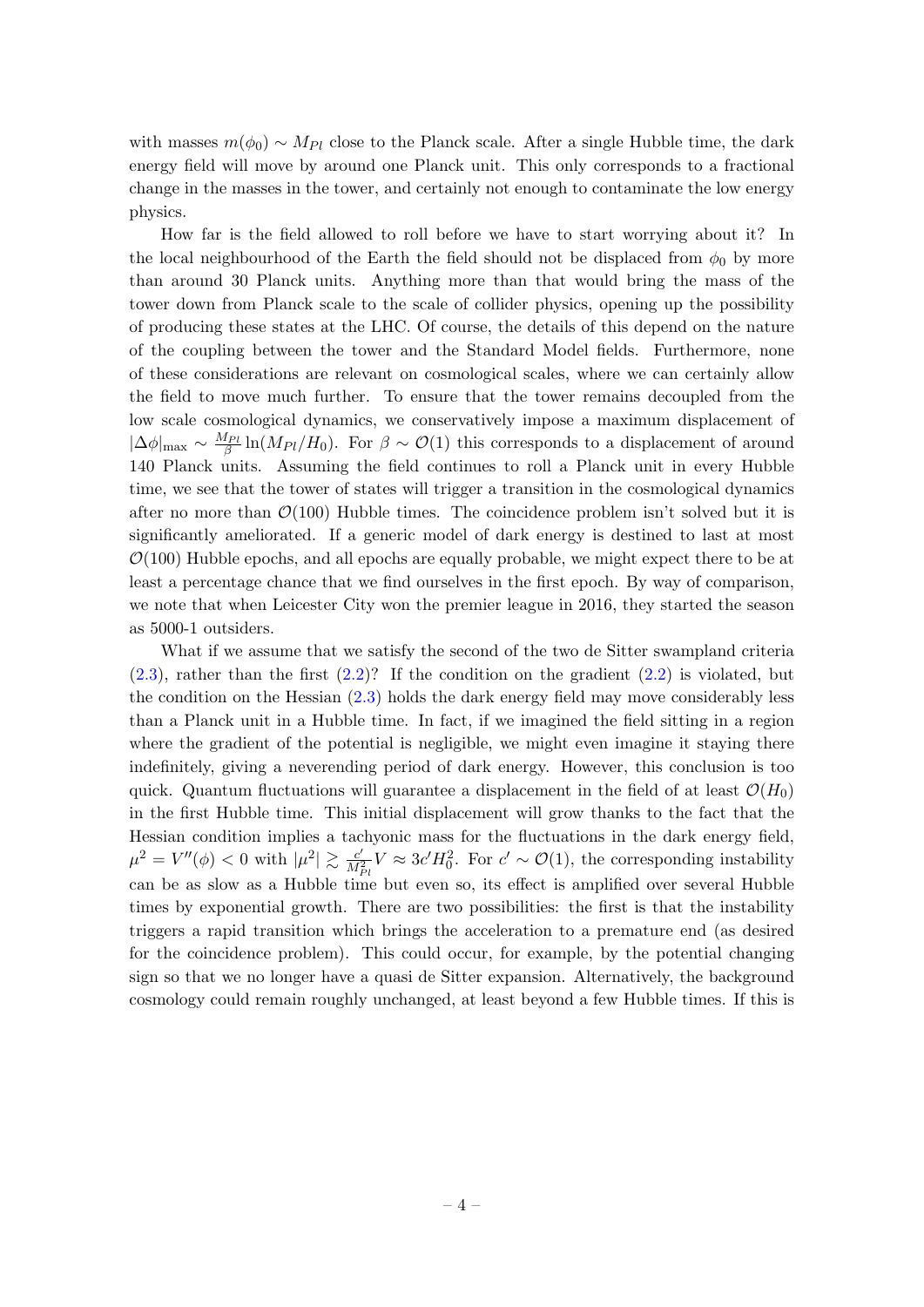with masses $m(\phi_0) \sim M_{Pl}$ close to the Planck scale. After a single Hubble time, the dark energy field will move by around one Planck unit. This only corresponds to a fractional change in the masses in the tower, and certainly not enough to contaminate the low energy physics.

How far is the field allowed to roll before we have to start worrying about it? In the local neighbourhood of the Earth the field should not be displaced from $\phi_0$ by more than around 30 Planck units. Anything more than that would bring the mass of the tower down from Planck scale to the scale of collider physics, opening up the possibility of producing these states at the LHC. Of course, the details of this depend on the nature of the coupling between the tower and the Standard Model fields. Furthermore, none of these considerations are relevant on cosmological scales, where we can certainly allow the field to move much further. To ensure that the tower remains decoupled from the low scale cosmological dynamics, we conservatively impose a maximum displacement of $|\Delta\phi|_{\max} \sim \frac{M_{Pl}}{\beta} \ln(M_{Pl}/H_0)$. For $\beta \sim \mathcal{O}(1)$ this corresponds to a displacement of around 140 Planck units. Assuming the field continues to roll a Planck unit in every Hubble time, we see that the tower of states will trigger a transition in the cosmological dynamics after no more than $\mathcal{O}(100)$ Hubble times. The coincidence problem isn't solved but it is significantly ameliorated. If a generic model of dark energy is destined to last at most $\mathcal{O}(100)$ Hubble epochs, and all epochs are equally probable, we might expect there to be at least a percentage chance that we find ourselves in the first epoch. By way of comparison, we note that when Leicester City won the premier league in 2016, they started the season as 5000-1 outsiders.

What if we assume that we satisfy the second of the two de Sitter swampland criteria (2.3), rather than the first (2.2)? If the condition on the gradient (2.2) is violated, but the condition on the Hessian (2.3) holds the dark energy field may move considerably less than a Planck unit in a Hubble time. In fact, if we imagined the field sitting in a region where the gradient of the potential is negligible, we might even imagine it staying there indefinitely, giving a neverending period of dark energy. However, this conclusion is too quick. Quantum fluctuations will guarantee a displacement in the field of at least $\mathcal{O}(H_0)$ in the first Hubble time. This initial displacement will grow thanks to the fact that the Hessian condition implies a tachyonic mass for the fluctuations in the dark energy field, $\mu^2 = V''(\phi) < 0$ with $|\mu^2| \gtrsim \frac{c'}{M_{Pl}^2} V \approx 3c' H_0^2$. For $c' \sim \mathcal{O}(1)$, the corresponding instability can be as slow as a Hubble time but even so, its effect is amplified over several Hubble times by exponential growth. There are two possibilities: the first is that the instability triggers a rapid transition which brings the acceleration to a premature end (as desired for the coincidence problem). This could occur, for example, by the potential changing sign so that we no longer have a quasi de Sitter expansion. Alternatively, the background cosmology could remain roughly unchanged, at least beyond a few Hubble times. If this is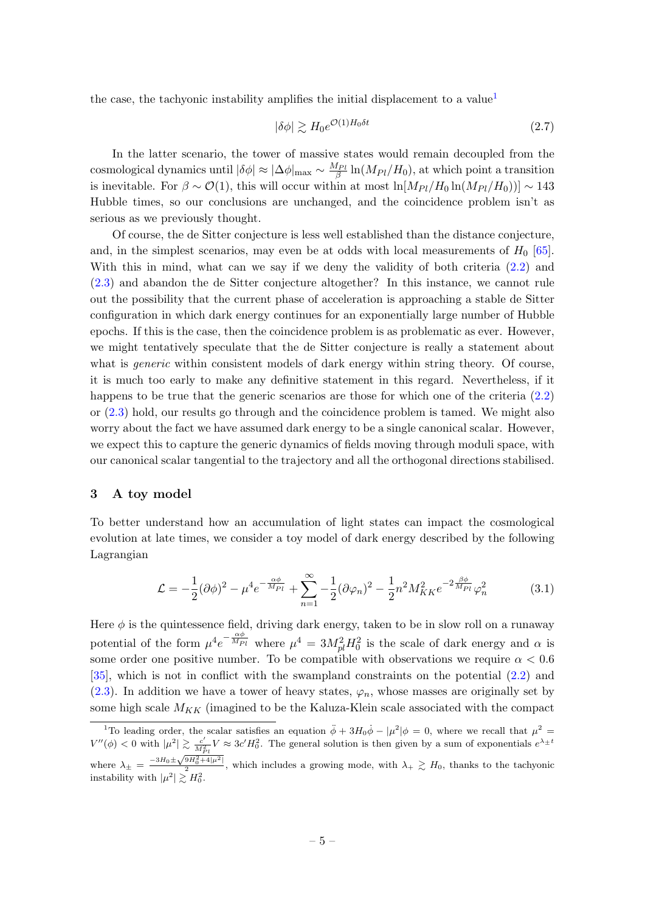the case, the tachyonic instability amplifies the initial displacement to a value[1]

$$|\delta\phi| \gtrsim H_0 e^{\mathcal{O}(1)H_0\delta t} \tag{2.7}$$

In the latter scenario, the tower of massive states would remain decoupled from the cosmological dynamics until $|\delta\phi| \approx |\Delta\phi|_{\max} \sim \frac{M_{Pl}}{\beta}\ln(M_{Pl}/H_0)$, at which point a transition is inevitable. For $\beta \sim \mathcal{O}(1)$, this will occur within at most $\ln[M_{Pl}/H_0 \ln(M_{Pl}/H_0)] \sim 143$ Hubble times, so our conclusions are unchanged, and the coincidence problem isn't as serious as we previously thought.

Of course, the de Sitter conjecture is less well established than the distance conjecture, and, in the simplest scenarios, may even be at odds with local measurements of $H_0$ [65]. With this in mind, what can we say if we deny the validity of both criteria (2.2) and (2.3) and abandon the de Sitter conjecture altogether? In this instance, we cannot rule out the possibility that the current phase of acceleration is approaching a stable de Sitter configuration in which dark energy continues for an exponentially large number of Hubble epochs. If this is the case, then the coincidence problem is as problematic as ever. However, we might tentatively speculate that the de Sitter conjecture is really a statement about what is *generic* within consistent models of dark energy within string theory. Of course, it is much too early to make any definitive statement in this regard. Nevertheless, if it happens to be true that the generic scenarios are those for which one of the criteria (2.2) or (2.3) hold, our results go through and the coincidence problem is tamed. We might also worry about the fact we have assumed dark energy to be a single canonical scalar. However, we expect this to capture the generic dynamics of fields moving through moduli space, with our canonical scalar tangential to the trajectory and all the orthogonal directions stabilised.

## 3 A toy model

To better understand how an accumulation of light states can impact the cosmological evolution at late times, we consider a toy model of dark energy described by the following Lagrangian

$$\mathcal{L} = -\frac{1}{2}(\partial\phi)^2 - \mu^4 e^{-\frac{\alpha\phi}{M_{Pl}}} + \sum_{n=1}^{\infty} -\frac{1}{2}(\partial\varphi_n)^2 - \frac{1}{2}n^2 M_{KK}^2 e^{-2\frac{\beta\phi}{M_{Pl}}}\varphi_n^2 \tag{3.1}$$

Here $\phi$ is the quintessence field, driving dark energy, taken to be in slow roll on a runaway potential of the form $\mu^4 e^{-\frac{\alpha\phi}{M_{Pl}}}$ where $\mu^4 = 3M_{pl}^2 H_0^2$ is the scale of dark energy and $\alpha$ is some order one positive number. To be compatible with observations we require $\alpha < 0.6$ [35], which is not in conflict with the swampland constraints on the potential (2.2) and (2.3). In addition we have a tower of heavy states, $\varphi_n$, whose masses are originally set by some high scale $M_{KK}$ (imagined to be the Kaluza-Klein scale associated with the compact

[1] To leading order, the scalar satisfies an equation $\ddot{\phi} + 3H_0\dot{\phi} - |\mu^2|\phi = 0$, where we recall that $\mu^2 = V''(\phi) < 0$ with $|\mu^2| \gtrsim \frac{c'}{M_{Pl}^2}V \approx 3c'H_0^2$. The general solution is then given by a sum of exponentials $e^{\lambda_\pm t}$ where $\lambda_\pm = \frac{-3H_0 \pm \sqrt{9H_0^2 + 4|\mu^2|}}{2}$, which includes a growing mode, with $\lambda_+ \gtrsim H_0$, thanks to the tachyonic instability with $|\mu^2| \gtrsim H_0^2$.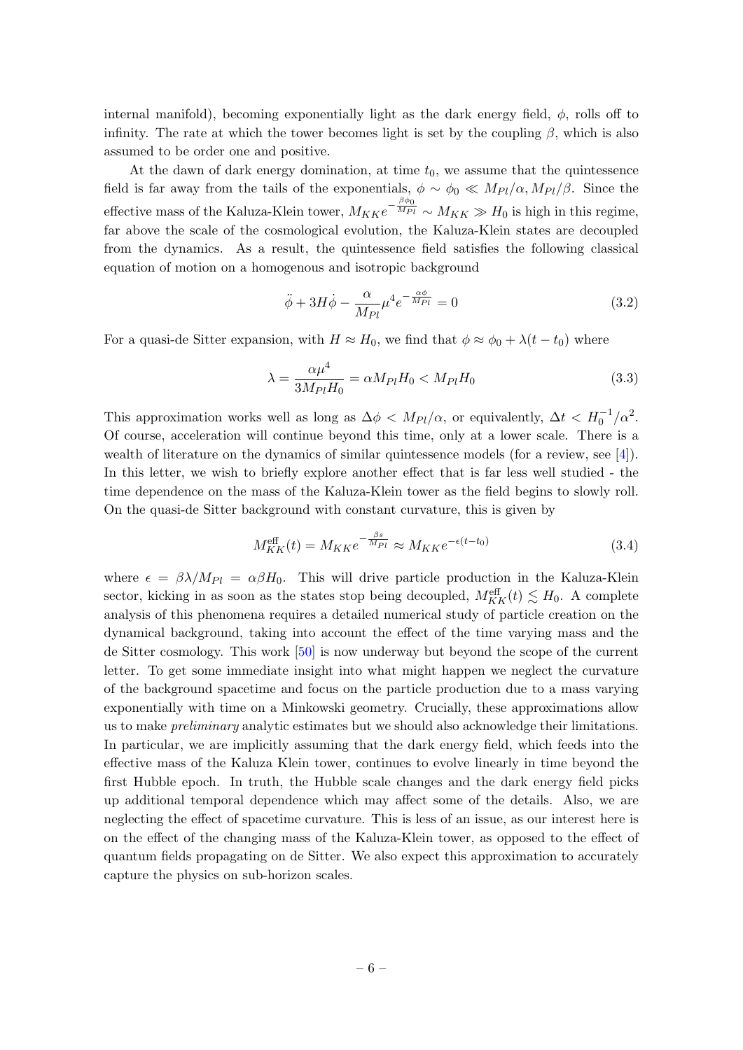internal manifold), becoming exponentially light as the dark energy field, $\phi$, rolls off to infinity. The rate at which the tower becomes light is set by the coupling $\beta$, which is also assumed to be order one and positive.

At the dawn of dark energy domination, at time $t_0$, we assume that the quintessence field is far away from the tails of the exponentials, $\phi \sim \phi_0 \ll M_{Pl}/\alpha, M_{Pl}/\beta$. Since the effective mass of the Kaluza-Klein tower, $M_{KK}e^{-\frac{\beta\phi_0}{M_{Pl}}} \sim M_{KK} \gg H_0$ is high in this regime, far above the scale of the cosmological evolution, the Kaluza-Klein states are decoupled from the dynamics. As a result, the quintessence field satisfies the following classical equation of motion on a homogenous and isotropic background

$$\ddot{\phi} + 3H\dot{\phi} - \frac{\alpha}{M_{Pl}}\mu^4 e^{-\frac{\alpha\phi}{M_{Pl}}} = 0 \tag{3.2}$$

For a quasi-de Sitter expansion, with $H \approx H_0$, we find that $\phi \approx \phi_0 + \lambda(t - t_0)$ where

$$\lambda = \frac{\alpha\mu^4}{3M_{Pl}H_0} = \alpha M_{Pl}H_0 < M_{Pl}H_0 \tag{3.3}$$

This approximation works well as long as $\Delta\phi < M_{Pl}/\alpha$, or equivalently, $\Delta t < H_0^{-1}/\alpha^2$. Of course, acceleration will continue beyond this time, only at a lower scale. There is a wealth of literature on the dynamics of similar quintessence models (for a review, see [4]). In this letter, we wish to briefly explore another effect that is far less well studied - the time dependence on the mass of the Kaluza-Klein tower as the field begins to slowly roll. On the quasi-de Sitter background with constant curvature, this is given by

$$M_{KK}^{\text{eff}}(t) = M_{KK}e^{-\frac{\beta s}{M_{Pl}}} \approx M_{KK}e^{-\epsilon(t-t_0)} \tag{3.4}$$

where $\epsilon = \beta\lambda/M_{Pl} = \alpha\beta H_0$. This will drive particle production in the Kaluza-Klein sector, kicking in as soon as the states stop being decoupled, $M_{KK}^{\text{eff}}(t) \lesssim H_0$. A complete analysis of this phenomena requires a detailed numerical study of particle creation on the dynamical background, taking into account the effect of the time varying mass and the de Sitter cosmology. This work [50] is now underway but beyond the scope of the current letter. To get some immediate insight into what might happen we neglect the curvature of the background spacetime and focus on the particle production due to a mass varying exponentially with time on a Minkowski geometry. Crucially, these approximations allow us to make *preliminary* analytic estimates but we should also acknowledge their limitations. In particular, we are implicitly assuming that the dark energy field, which feeds into the effective mass of the Kaluza Klein tower, continues to evolve linearly in time beyond the first Hubble epoch. In truth, the Hubble scale changes and the dark energy field picks up additional temporal dependence which may affect some of the details. Also, we are neglecting the effect of spacetime curvature. This is less of an issue, as our interest here is on the effect of the changing mass of the Kaluza-Klein tower, as opposed to the effect of quantum fields propagating on de Sitter. We also expect this approximation to accurately capture the physics on sub-horizon scales.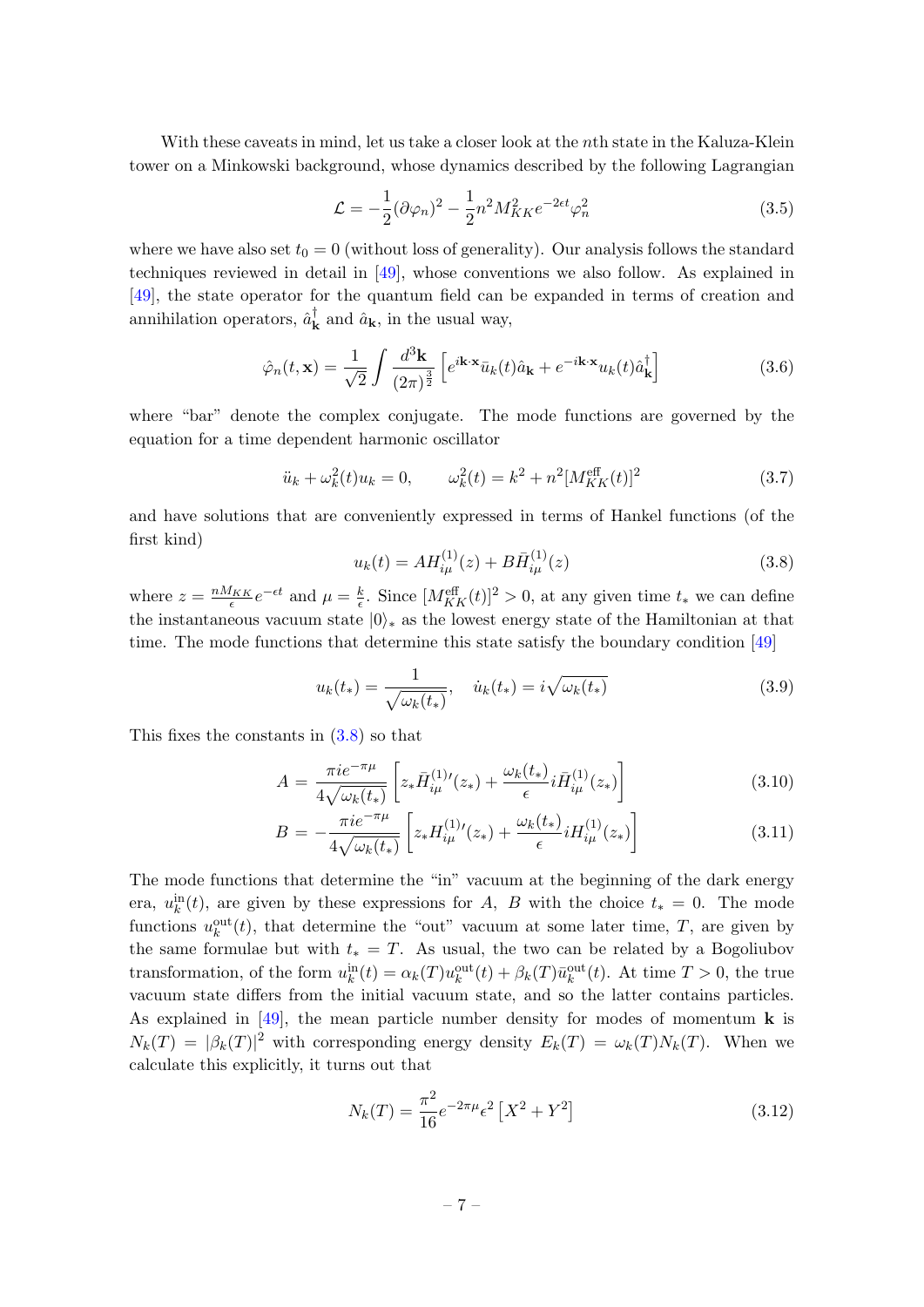With these caveats in mind, let us take a closer look at the $n$th state in the Kaluza-Klein tower on a Minkowski background, whose dynamics described by the following Lagrangian

$$\mathcal{L} = -\frac{1}{2}(\partial\varphi_n)^2 - \frac{1}{2}n^2 M_{KK}^2 e^{-2\epsilon t}\varphi_n^2 \tag{3.5}$$

where we have also set $t_0 = 0$ (without loss of generality). Our analysis follows the standard techniques reviewed in detail in [49], whose conventions we also follow. As explained in [49], the state operator for the quantum field can be expanded in terms of creation and annihilation operators, $\hat{a}_{\mathbf{k}}^{\dagger}$ and $\hat{a}_{\mathbf{k}}$, in the usual way,

$$\hat{\varphi}_n(t,\mathbf{x}) = \frac{1}{\sqrt{2}}\int \frac{d^3\mathbf{k}}{(2\pi)^{\frac{3}{2}}}\left[e^{i\mathbf{k}\cdot\mathbf{x}}\bar{u}_k(t)\hat{a}_{\mathbf{k}} + e^{-i\mathbf{k}\cdot\mathbf{x}}u_k(t)\hat{a}_{\mathbf{k}}^{\dagger}\right] \tag{3.6}$$

where "bar" denote the complex conjugate. The mode functions are governed by the equation for a time dependent harmonic oscillator

$$\ddot{u}_k + \omega_k^2(t)u_k = 0, \qquad \omega_k^2(t) = k^2 + n^2[M_{KK}^{\text{eff}}(t)]^2 \tag{3.7}$$

and have solutions that are conveniently expressed in terms of Hankel functions (of the first kind)

$$u_k(t) = AH_{i\mu}^{(1)}(z) + B\bar{H}_{i\mu}^{(1)}(z) \tag{3.8}$$

where $z = \frac{nM_{KK}}{\epsilon}e^{-\epsilon t}$ and $\mu = \frac{k}{\epsilon}$. Since $[M_{KK}^{\text{eff}}(t)]^2 > 0$, at any given time $t_*$ we can define the instantaneous vacuum state $|0\rangle_*$ as the lowest energy state of the Hamiltonian at that time. The mode functions that determine this state satisfy the boundary condition [49]

$$u_k(t_*) = \frac{1}{\sqrt{\omega_k(t_*)}}, \quad \dot{u}_k(t_*) = i\sqrt{\omega_k(t_*)} \tag{3.9}$$

This fixes the constants in (3.8) so that

$$A = \frac{\pi i e^{-\pi\mu}}{4\sqrt{\omega_k(t_*)}}\left[z_*\bar{H}_{i\mu}^{(1)\prime}(z_*) + \frac{\omega_k(t_*)}{\epsilon}i\bar{H}_{i\mu}^{(1)}(z_*)\right] \tag{3.10}$$

$$B = -\frac{\pi i e^{-\pi\mu}}{4\sqrt{\omega_k(t_*)}}\left[z_*H_{i\mu}^{(1)\prime}(z_*) + \frac{\omega_k(t_*)}{\epsilon}iH_{i\mu}^{(1)}(z_*)\right] \tag{3.11}$$

The mode functions that determine the "in" vacuum at the beginning of the dark energy era, $u_k^{\text{in}}(t)$, are given by these expressions for $A$, $B$ with the choice $t_* = 0$. The mode functions $u_k^{\text{out}}(t)$, that determine the "out" vacuum at some later time, $T$, are given by the same formulae but with $t_* = T$. As usual, the two can be related by a Bogoliubov transformation, of the form $u_k^{\text{in}}(t) = \alpha_k(T)u_k^{\text{out}}(t) + \beta_k(T)\bar{u}_k^{\text{out}}(t)$. At time $T > 0$, the true vacuum state differs from the initial vacuum state, and so the latter contains particles. As explained in [49], the mean particle number density for modes of momentum $\mathbf{k}$ is $N_k(T) = |\beta_k(T)|^2$ with corresponding energy density $E_k(T) = \omega_k(T)N_k(T)$. When we calculate this explicitly, it turns out that

$$N_k(T) = \frac{\pi^2}{16}e^{-2\pi\mu}\epsilon^2\left[X^2 + Y^2\right] \tag{3.12}$$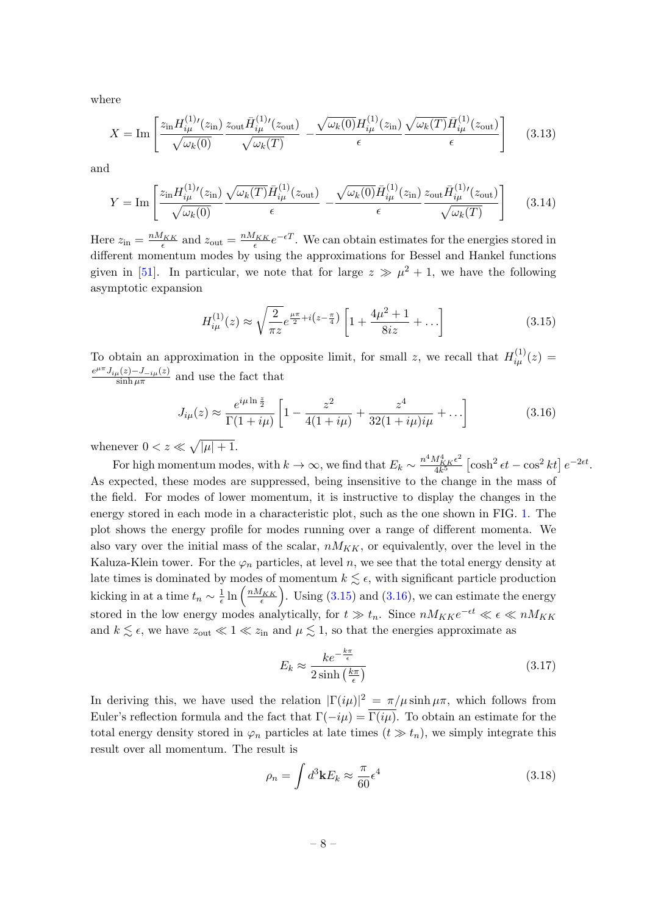where

$$X = \text{Im}\left[\frac{z_{\text{in}} H_{i\mu}^{(1)\prime}(z_{\text{in}})}{\sqrt{\omega_k(0)}} \frac{z_{\text{out}} \bar{H}_{i\mu}^{(1)\prime}(z_{\text{out}})}{\sqrt{\omega_k(T)}} - \frac{\sqrt{\omega_k(0)} H_{i\mu}^{(1)}(z_{\text{in}})}{\epsilon} \frac{\sqrt{\omega_k(T)} \bar{H}_{i\mu}^{(1)}(z_{\text{out}})}{\epsilon}\right] \tag{3.13}$$

and

$$Y = \text{Im}\left[\frac{z_{\text{in}} H_{i\mu}^{(1)\prime}(z_{\text{in}})}{\sqrt{\omega_k(0)}} \frac{\sqrt{\omega_k(T)} \bar{H}_{i\mu}^{(1)}(z_{\text{out}})}{\epsilon} - \frac{\sqrt{\omega_k(0)} \bar{H}_{i\mu}^{(1)}(z_{\text{in}})}{\epsilon} \frac{z_{\text{out}} \bar{H}_{i\mu}^{(1)\prime}(z_{\text{out}})}{\sqrt{\omega_k(T)}}\right] \tag{3.14}$$

Here $z_{\text{in}} = \frac{nM_{KK}}{\epsilon}$ and $z_{\text{out}} = \frac{nM_{KK}}{\epsilon} e^{-\epsilon T}$. We can obtain estimates for the energies stored in different momentum modes by using the approximations for Bessel and Hankel functions given in [51]. In particular, we note that for large $z \gg \mu^2 + 1$, we have the following asymptotic expansion

$$H_{i\mu}^{(1)}(z) \approx \sqrt{\frac{2}{\pi z}} e^{\frac{\mu\pi}{2} + i\left(z - \frac{\pi}{4}\right)} \left[1 + \frac{4\mu^2 + 1}{8iz} + \ldots\right] \tag{3.15}$$

To obtain an approximation in the opposite limit, for small $z$, we recall that $H_{i\mu}^{(1)}(z) = \frac{e^{\mu\pi} J_{i\mu}(z) - J_{-i\mu}(z)}{\sinh \mu\pi}$ and use the fact that

$$J_{i\mu}(z) \approx \frac{e^{i\mu \ln \frac{z}{2}}}{\Gamma(1 + i\mu)} \left[1 - \frac{z^2}{4(1 + i\mu)} + \frac{z^4}{32(1 + i\mu)i\mu} + \ldots\right] \tag{3.16}$$

whenever $0 < z \ll \sqrt{|\mu| + 1}$.

For high momentum modes, with $k \to \infty$, we find that $E_k \sim \frac{n^4 M_{KK}^4 \epsilon^2}{4k^5} \left[\cosh^2 \epsilon t - \cos^2 kt\right] e^{-2\epsilon t}$. As expected, these modes are suppressed, being insensitive to the change in the mass of the field. For modes of lower momentum, it is instructive to display the changes in the energy stored in each mode in a characteristic plot, such as the one shown in FIG. 1. The plot shows the energy profile for modes running over a range of different momenta. We also vary over the initial mass of the scalar, $nM_{KK}$, or equivalently, over the level in the Kaluza-Klein tower. For the $\varphi_n$ particles, at level $n$, we see that the total energy density at late times is dominated by modes of momentum $k \lesssim \epsilon$, with significant particle production kicking in at a time $t_n \sim \frac{1}{\epsilon} \ln\left(\frac{nM_{KK}}{\epsilon}\right)$. Using (3.15) and (3.16), we can estimate the energy stored in the low energy modes analytically, for $t \gg t_n$. Since $nM_{KK} e^{-\epsilon t} \ll \epsilon \ll nM_{KK}$ and $k \lesssim \epsilon$, we have $z_{\text{out}} \ll 1 \ll z_{\text{in}}$ and $\mu \lesssim 1$, so that the energies approximate as

$$E_k \approx \frac{k e^{-\frac{k\pi}{\epsilon}}}{2 \sinh\left(\frac{k\pi}{\epsilon}\right)} \tag{3.17}$$

In deriving this, we have used the relation $|\Gamma(i\mu)|^2 = \pi/\mu \sinh \mu\pi$, which follows from Euler's reflection formula and the fact that $\Gamma(-i\mu) = \overline{\Gamma(i\mu)}$. To obtain an estimate for the total energy density stored in $\varphi_n$ particles at late times ($t \gg t_n$), we simply integrate this result over all momentum. The result is

$$\rho_n = \int d^3\mathbf{k} E_k \approx \frac{\pi}{60} \epsilon^4 \tag{3.18}$$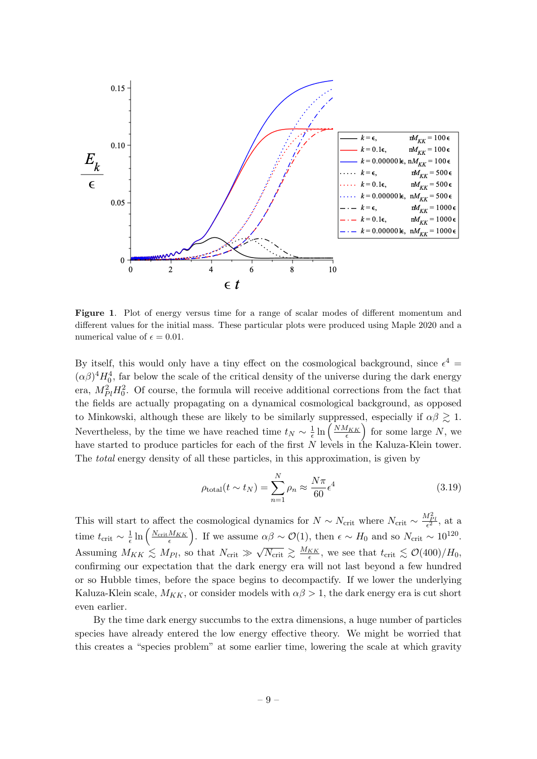**Figure 1**. Plot of energy versus time for a range of scalar modes of different momentum and different values for the initial mass. These particular plots were produced using Maple 2020 and a numerical value of $\epsilon = 0.01$.

By itself, this would only have a tiny effect on the cosmological background, since $\epsilon^4 = (\alpha\beta)^4 H_0^4$, far below the scale of the critical density of the universe during the dark energy era, $M_{Pl}^2 H_0^2$. Of course, the formula will receive additional corrections from the fact that the fields are actually propagating on a dynamical cosmological background, as opposed to Minkowski, although these are likely to be similarly suppressed, especially if $\alpha\beta \gtrsim 1$. Nevertheless, by the time we have reached time $t_N \sim \frac{1}{\epsilon} \ln\left(\frac{NM_{KK}}{\epsilon}\right)$ for some large $N$, we have started to produce particles for each of the first $N$ levels in the Kaluza-Klein tower. The *total* energy density of all these particles, in this approximation, is given by

$$\rho_{\text{total}}(t \sim t_N) = \sum_{n=1}^{N} \rho_n \approx \frac{N\pi}{60}\epsilon^4 \tag{3.19}$$

This will start to affect the cosmological dynamics for $N \sim N_{\text{crit}}$ where $N_{\text{crit}} \sim \frac{M_{Pl}^2}{\epsilon^2}$, at a time $t_{\text{crit}} \sim \frac{1}{\epsilon} \ln\left(\frac{N_{\text{crit}} M_{KK}}{\epsilon}\right)$. If we assume $\alpha\beta \sim \mathcal{O}(1)$, then $\epsilon \sim H_0$ and so $N_{\text{crit}} \sim 10^{120}$. Assuming $M_{KK} \lesssim M_{Pl}$, so that $N_{\text{crit}} \gg \sqrt{N_{\text{crit}}} \gtrsim \frac{M_{KK}}{\epsilon}$, we see that $t_{\text{crit}} \lesssim \mathcal{O}(400)/H_0$, confirming our expectation that the dark energy era will not last beyond a few hundred or so Hubble times, before the space begins to decompactify. If we lower the underlying Kaluza-Klein scale, $M_{KK}$, or consider models with $\alpha\beta > 1$, the dark energy era is cut short even earlier.

By the time dark energy succumbs to the extra dimensions, a huge number of particles species have already entered the low energy effective theory. We might be worried that this creates a "species problem" at some earlier time, lowering the scale at which gravity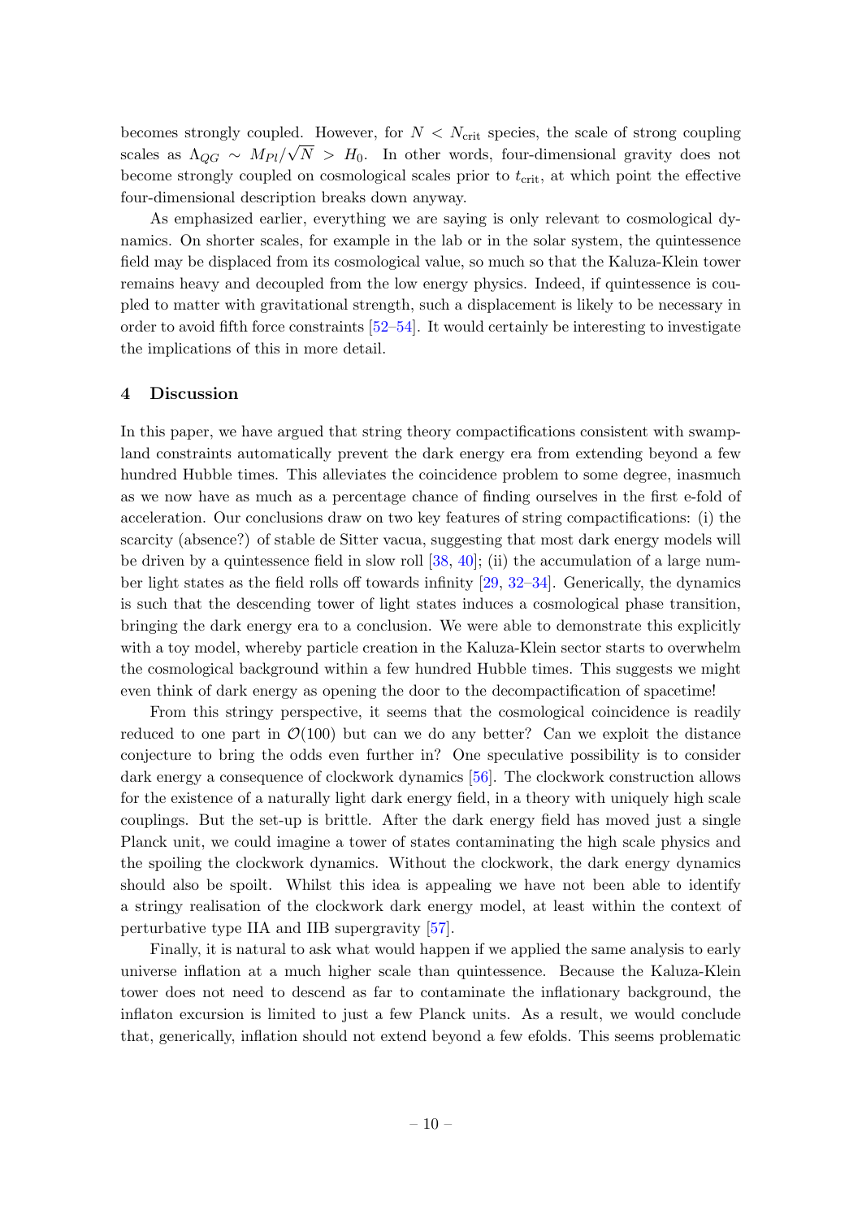becomes strongly coupled. However, for $N < N_{\rm crit}$ species, the scale of strong coupling scales as $\Lambda_{QG} \sim M_{Pl}/\sqrt{N} > H_0$. In other words, four-dimensional gravity does not become strongly coupled on cosmological scales prior to $t_{\rm crit}$, at which point the effective four-dimensional description breaks down anyway.

As emphasized earlier, everything we are saying is only relevant to cosmological dynamics. On shorter scales, for example in the lab or in the solar system, the quintessence field may be displaced from its cosmological value, so much so that the Kaluza-Klein tower remains heavy and decoupled from the low energy physics. Indeed, if quintessence is coupled to matter with gravitational strength, such a displacement is likely to be necessary in order to avoid fifth force constraints [52–54]. It would certainly be interesting to investigate the implications of this in more detail.

## 4 Discussion

In this paper, we have argued that string theory compactifications consistent with swampland constraints automatically prevent the dark energy era from extending beyond a few hundred Hubble times. This alleviates the coincidence problem to some degree, inasmuch as we now have as much as a percentage chance of finding ourselves in the first e-fold of acceleration. Our conclusions draw on two key features of string compactifications: (i) the scarcity (absence?) of stable de Sitter vacua, suggesting that most dark energy models will be driven by a quintessence field in slow roll [38, 40]; (ii) the accumulation of a large number light states as the field rolls off towards infinity [29, 32–34]. Generically, the dynamics is such that the descending tower of light states induces a cosmological phase transition, bringing the dark energy era to a conclusion. We were able to demonstrate this explicitly with a toy model, whereby particle creation in the Kaluza-Klein sector starts to overwhelm the cosmological background within a few hundred Hubble times. This suggests we might even think of dark energy as opening the door to the decompactification of spacetime!

From this stringy perspective, it seems that the cosmological coincidence is readily reduced to one part in $\mathcal{O}(100)$ but can we do any better? Can we exploit the distance conjecture to bring the odds even further in? One speculative possibility is to consider dark energy a consequence of clockwork dynamics [56]. The clockwork construction allows for the existence of a naturally light dark energy field, in a theory with uniquely high scale couplings. But the set-up is brittle. After the dark energy field has moved just a single Planck unit, we could imagine a tower of states contaminating the high scale physics and the spoiling the clockwork dynamics. Without the clockwork, the dark energy dynamics should also be spoilt. Whilst this idea is appealing we have not been able to identify a stringy realisation of the clockwork dark energy model, at least within the context of perturbative type IIA and IIB supergravity [57].

Finally, it is natural to ask what would happen if we applied the same analysis to early universe inflation at a much higher scale than quintessence. Because the Kaluza-Klein tower does not need to descend as far to contaminate the inflationary background, the inflaton excursion is limited to just a few Planck units. As a result, we would conclude that, generically, inflation should not extend beyond a few efolds. This seems problematic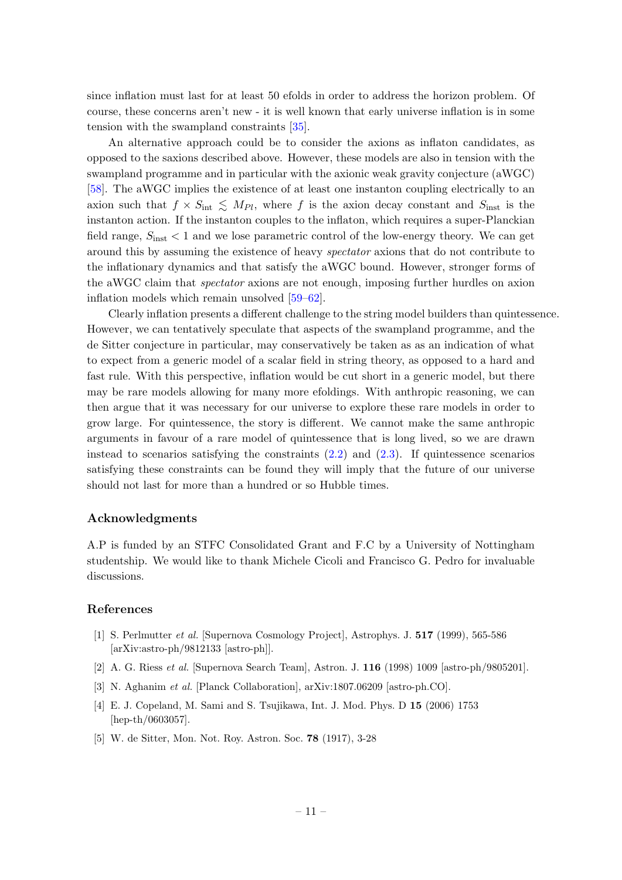since inflation must last for at least 50 efolds in order to address the horizon problem. Of course, these concerns aren't new - it is well known that early universe inflation is in some tension with the swampland constraints [35].

An alternative approach could be to consider the axions as inflaton candidates, as opposed to the saxions described above. However, these models are also in tension with the swampland programme and in particular with the axionic weak gravity conjecture (aWGC) [58]. The aWGC implies the existence of at least one instanton coupling electrically to an axion such that $f \times S_{\text{int}} \lesssim M_{Pl}$, where $f$ is the axion decay constant and $S_{\text{inst}}$ is the instanton action. If the instanton couples to the inflaton, which requires a super-Planckian field range, $S_{\text{inst}} < 1$ and we lose parametric control of the low-energy theory. We can get around this by assuming the existence of heavy *spectator* axions that do not contribute to the inflationary dynamics and that satisfy the aWGC bound. However, stronger forms of the aWGC claim that *spectator* axions are not enough, imposing further hurdles on axion inflation models which remain unsolved [59–62].

Clearly inflation presents a different challenge to the string model builders than quintessence. However, we can tentatively speculate that aspects of the swampland programme, and the de Sitter conjecture in particular, may conservatively be taken as as an indication of what to expect from a generic model of a scalar field in string theory, as opposed to a hard and fast rule. With this perspective, inflation would be cut short in a generic model, but there may be rare models allowing for many more efoldings. With anthropic reasoning, we can then argue that it was necessary for our universe to explore these rare models in order to grow large. For quintessence, the story is different. We cannot make the same anthropic arguments in favour of a rare model of quintessence that is long lived, so we are drawn instead to scenarios satisfying the constraints (2.2) and (2.3). If quintessence scenarios satisfying these constraints can be found they will imply that the future of our universe should not last for more than a hundred or so Hubble times.

## Acknowledgments

A.P is funded by an STFC Consolidated Grant and F.C by a University of Nottingham studentship. We would like to thank Michele Cicoli and Francisco G. Pedro for invaluable discussions.

## References

[1] S. Perlmutter *et al.* [Supernova Cosmology Project], Astrophys. J. **517** (1999), 565-586 [arXiv:astro-ph/9812133 [astro-ph]].

[2] A. G. Riess *et al.* [Supernova Search Team], Astron. J. **116** (1998) 1009 [astro-ph/9805201].

[3] N. Aghanim *et al.* [Planck Collaboration], arXiv:1807.06209 [astro-ph.CO].

[4] E. J. Copeland, M. Sami and S. Tsujikawa, Int. J. Mod. Phys. D **15** (2006) 1753 [hep-th/0603057].

[5] W. de Sitter, Mon. Not. Roy. Astron. Soc. **78** (1917), 3-28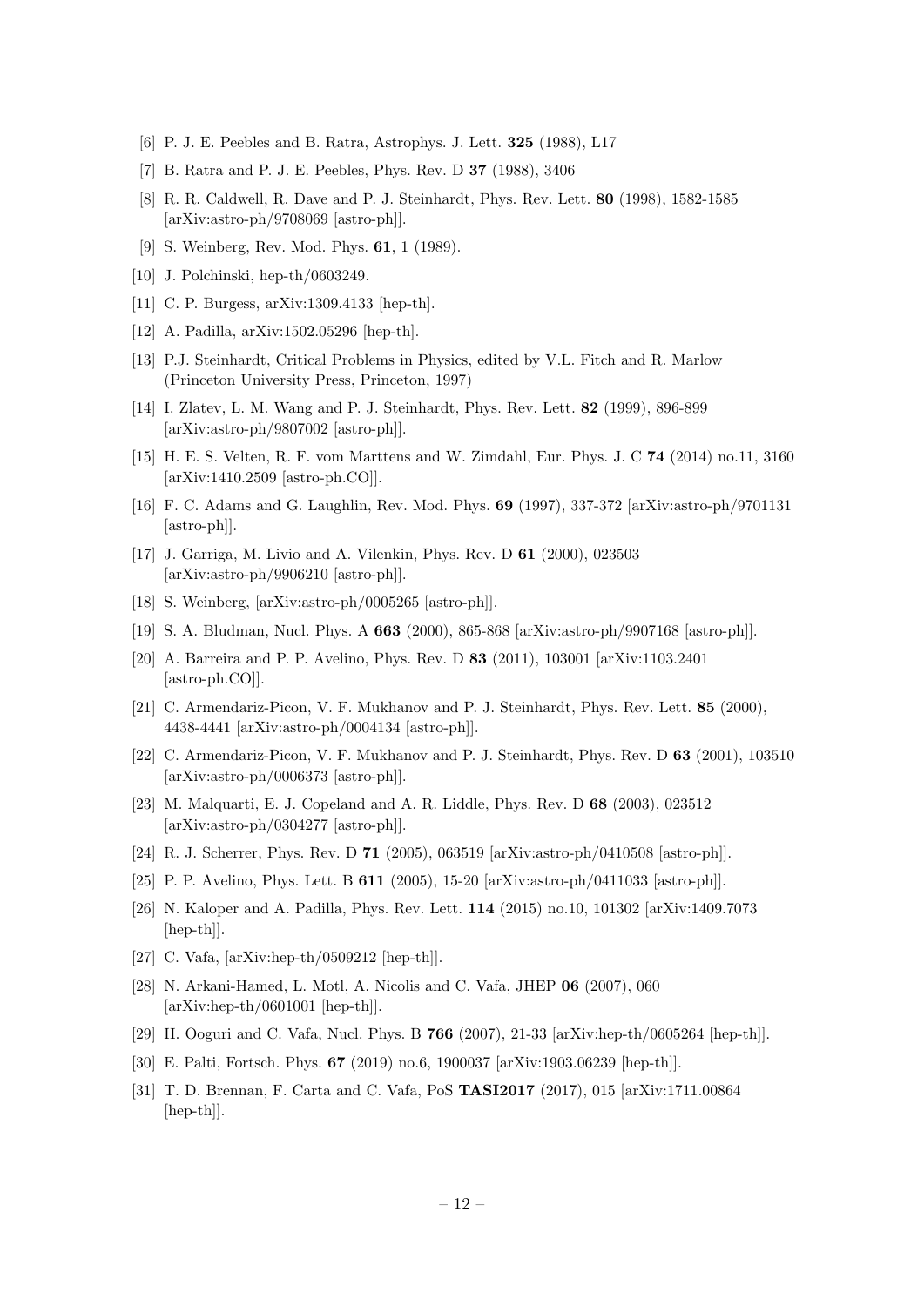[6] P. J. E. Peebles and B. Ratra, Astrophys. J. Lett. **325** (1988), L17

[7] B. Ratra and P. J. E. Peebles, Phys. Rev. D **37** (1988), 3406

[8] R. R. Caldwell, R. Dave and P. J. Steinhardt, Phys. Rev. Lett. **80** (1998), 1582-1585 [arXiv:astro-ph/9708069 [astro-ph]].

[9] S. Weinberg, Rev. Mod. Phys. **61**, 1 (1989).

[10] J. Polchinski, hep-th/0603249.

[11] C. P. Burgess, arXiv:1309.4133 [hep-th].

[12] A. Padilla, arXiv:1502.05296 [hep-th].

[13] P.J. Steinhardt, Critical Problems in Physics, edited by V.L. Fitch and R. Marlow (Princeton University Press, Princeton, 1997)

[14] I. Zlatev, L. M. Wang and P. J. Steinhardt, Phys. Rev. Lett. **82** (1999), 896-899 [arXiv:astro-ph/9807002 [astro-ph]].

[15] H. E. S. Velten, R. F. vom Marttens and W. Zimdahl, Eur. Phys. J. C **74** (2014) no.11, 3160 [arXiv:1410.2509 [astro-ph.CO]].

[16] F. C. Adams and G. Laughlin, Rev. Mod. Phys. **69** (1997), 337-372 [arXiv:astro-ph/9701131 [astro-ph]].

[17] J. Garriga, M. Livio and A. Vilenkin, Phys. Rev. D **61** (2000), 023503 [arXiv:astro-ph/9906210 [astro-ph]].

[18] S. Weinberg, [arXiv:astro-ph/0005265 [astro-ph]].

[19] S. A. Bludman, Nucl. Phys. A **663** (2000), 865-868 [arXiv:astro-ph/9907168 [astro-ph]].

[20] A. Barreira and P. P. Avelino, Phys. Rev. D **83** (2011), 103001 [arXiv:1103.2401 [astro-ph.CO]].

[21] C. Armendariz-Picon, V. F. Mukhanov and P. J. Steinhardt, Phys. Rev. Lett. **85** (2000), 4438-4441 [arXiv:astro-ph/0004134 [astro-ph]].

[22] C. Armendariz-Picon, V. F. Mukhanov and P. J. Steinhardt, Phys. Rev. D **63** (2001), 103510 [arXiv:astro-ph/0006373 [astro-ph]].

[23] M. Malquarti, E. J. Copeland and A. R. Liddle, Phys. Rev. D **68** (2003), 023512 [arXiv:astro-ph/0304277 [astro-ph]].

[24] R. J. Scherrer, Phys. Rev. D **71** (2005), 063519 [arXiv:astro-ph/0410508 [astro-ph]].

[25] P. P. Avelino, Phys. Lett. B **611** (2005), 15-20 [arXiv:astro-ph/0411033 [astro-ph]].

[26] N. Kaloper and A. Padilla, Phys. Rev. Lett. **114** (2015) no.10, 101302 [arXiv:1409.7073 [hep-th]].

[27] C. Vafa, [arXiv:hep-th/0509212 [hep-th]].

[28] N. Arkani-Hamed, L. Motl, A. Nicolis and C. Vafa, JHEP **06** (2007), 060 [arXiv:hep-th/0601001 [hep-th]].

[29] H. Ooguri and C. Vafa, Nucl. Phys. B **766** (2007), 21-33 [arXiv:hep-th/0605264 [hep-th]].

[30] E. Palti, Fortsch. Phys. **67** (2019) no.6, 1900037 [arXiv:1903.06239 [hep-th]].

[31] T. D. Brennan, F. Carta and C. Vafa, PoS **TASI2017** (2017), 015 [arXiv:1711.00864 [hep-th]].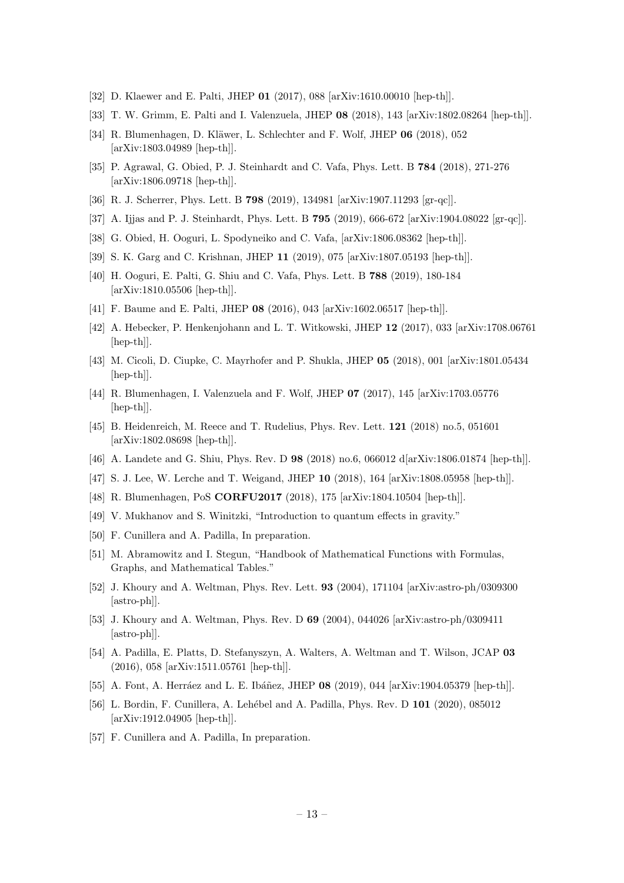[32] D. Klaewer and E. Palti, JHEP **01** (2017), 088 [arXiv:1610.00010 [hep-th]].

[33] T. W. Grimm, E. Palti and I. Valenzuela, JHEP **08** (2018), 143 [arXiv:1802.08264 [hep-th]].

[34] R. Blumenhagen, D. Kläwer, L. Schlechter and F. Wolf, JHEP **06** (2018), 052 [arXiv:1803.04989 [hep-th]].

[35] P. Agrawal, G. Obied, P. J. Steinhardt and C. Vafa, Phys. Lett. B **784** (2018), 271-276 [arXiv:1806.09718 [hep-th]].

[36] R. J. Scherrer, Phys. Lett. B **798** (2019), 134981 [arXiv:1907.11293 [gr-qc]].

[37] A. Ijjas and P. J. Steinhardt, Phys. Lett. B **795** (2019), 666-672 [arXiv:1904.08022 [gr-qc]].

[38] G. Obied, H. Ooguri, L. Spodyneiko and C. Vafa, [arXiv:1806.08362 [hep-th]].

[39] S. K. Garg and C. Krishnan, JHEP **11** (2019), 075 [arXiv:1807.05193 [hep-th]].

[40] H. Ooguri, E. Palti, G. Shiu and C. Vafa, Phys. Lett. B **788** (2019), 180-184 [arXiv:1810.05506 [hep-th]].

[41] F. Baume and E. Palti, JHEP **08** (2016), 043 [arXiv:1602.06517 [hep-th]].

[42] A. Hebecker, P. Henkenjohann and L. T. Witkowski, JHEP **12** (2017), 033 [arXiv:1708.06761 [hep-th]].

[43] M. Cicoli, D. Ciupke, C. Mayrhofer and P. Shukla, JHEP **05** (2018), 001 [arXiv:1801.05434 [hep-th]].

[44] R. Blumenhagen, I. Valenzuela and F. Wolf, JHEP **07** (2017), 145 [arXiv:1703.05776 [hep-th]].

[45] B. Heidenreich, M. Reece and T. Rudelius, Phys. Rev. Lett. **121** (2018) no.5, 051601 [arXiv:1802.08698 [hep-th]].

[46] A. Landete and G. Shiu, Phys. Rev. D **98** (2018) no.6, 066012 d[arXiv:1806.01874 [hep-th]].

[47] S. J. Lee, W. Lerche and T. Weigand, JHEP **10** (2018), 164 [arXiv:1808.05958 [hep-th]].

[48] R. Blumenhagen, PoS **CORFU2017** (2018), 175 [arXiv:1804.10504 [hep-th]].

[49] V. Mukhanov and S. Winitzki, "Introduction to quantum effects in gravity."

[50] F. Cunillera and A. Padilla, In preparation.

[51] M. Abramowitz and I. Stegun, "Handbook of Mathematical Functions with Formulas, Graphs, and Mathematical Tables."

[52] J. Khoury and A. Weltman, Phys. Rev. Lett. **93** (2004), 171104 [arXiv:astro-ph/0309300 [astro-ph]].

[53] J. Khoury and A. Weltman, Phys. Rev. D **69** (2004), 044026 [arXiv:astro-ph/0309411 [astro-ph]].

[54] A. Padilla, E. Platts, D. Stefanyszyn, A. Walters, A. Weltman and T. Wilson, JCAP **03** (2016), 058 [arXiv:1511.05761 [hep-th]].

[55] A. Font, A. Herráez and L. E. Ibáñez, JHEP **08** (2019), 044 [arXiv:1904.05379 [hep-th]].

[56] L. Bordin, F. Cunillera, A. Lehébel and A. Padilla, Phys. Rev. D **101** (2020), 085012 [arXiv:1912.04905 [hep-th]].

[57] F. Cunillera and A. Padilla, In preparation.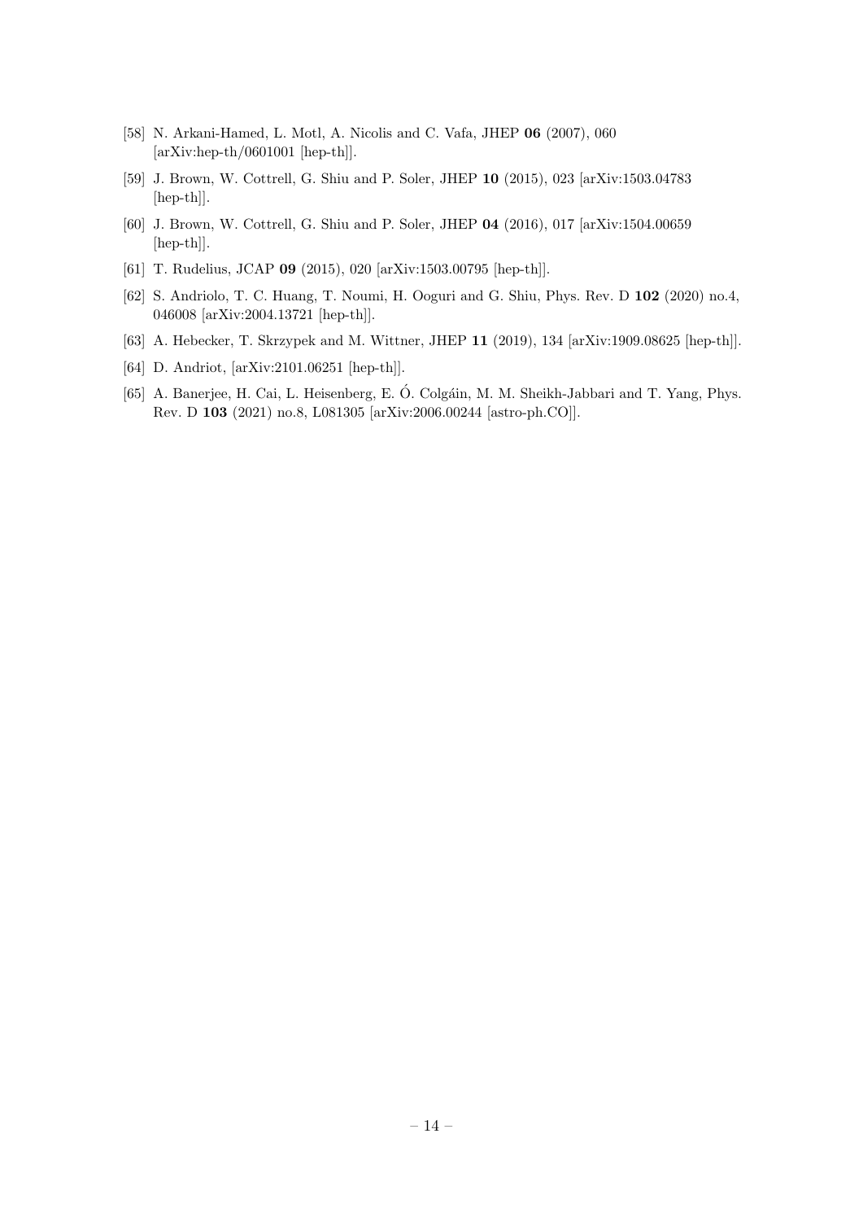[58] N. Arkani-Hamed, L. Motl, A. Nicolis and C. Vafa, JHEP **06** (2007), 060 [arXiv:hep-th/0601001 [hep-th]].

[59] J. Brown, W. Cottrell, G. Shiu and P. Soler, JHEP **10** (2015), 023 [arXiv:1503.04783 [hep-th]].

[60] J. Brown, W. Cottrell, G. Shiu and P. Soler, JHEP **04** (2016), 017 [arXiv:1504.00659 [hep-th]].

[61] T. Rudelius, JCAP **09** (2015), 020 [arXiv:1503.00795 [hep-th]].

[62] S. Andriolo, T. C. Huang, T. Noumi, H. Ooguri and G. Shiu, Phys. Rev. D **102** (2020) no.4, 046008 [arXiv:2004.13721 [hep-th]].

[63] A. Hebecker, T. Skrzypek and M. Wittner, JHEP **11** (2019), 134 [arXiv:1909.08625 [hep-th]].

[64] D. Andriot, [arXiv:2101.06251 [hep-th]].

[65] A. Banerjee, H. Cai, L. Heisenberg, E. Ó. Colgáin, M. M. Sheikh-Jabbari and T. Yang, Phys. Rev. D **103** (2021) no.8, L081305 [arXiv:2006.00244 [astro-ph.CO]].